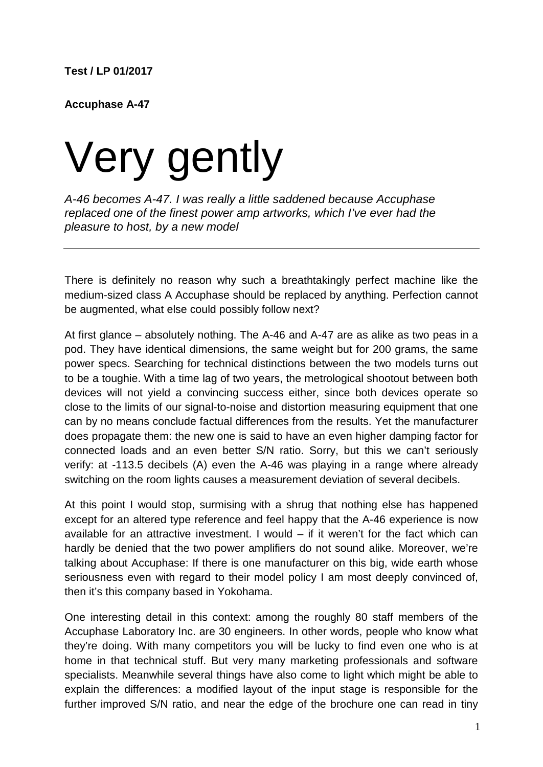**Test / LP 01/2017**

**Accuphase A-47**

# Very gently

*A-46 becomes A-47. I was really a little saddened because Accuphase replaced one of the finest power amp artworks, which I've ever had the pleasure to host, by a new model*

---

There is definitely no reason why such a breathtakingly perfect machine like the medium-sized class A Accuphase should be replaced by anything. Perfection cannot be augmented, what else could possibly follow next?

At first glance – absolutely nothing. The A-46 and A-47 are as alike as two peas in a pod. They have identical dimensions, the same weight but for 200 grams, the same power specs. Searching for technical distinctions between the two models turns out to be a toughie. With a time lag of two years, the metrological shootout between both devices will not yield a convincing success either, since both devices operate so close to the limits of our signal-to-noise and distortion measuring equipment that one can by no means conclude factual differences from the results. Yet the manufacturer does propagate them: the new one is said to have an even higher damping factor for connected loads and an even better S/N ratio. Sorry, but this we can't seriously verify: at -113.5 decibels (A) even the A-46 was playing in a range where already switching on the room lights causes a measurement deviation of several decibels.

At this point I would stop, surmising with a shrug that nothing else has happened except for an altered type reference and feel happy that the A-46 experience is now available for an attractive investment. I would – if it weren't for the fact which can hardly be denied that the two power amplifiers do not sound alike. Moreover, we're talking about Accuphase: If there is one manufacturer on this big, wide earth whose seriousness even with regard to their model policy I am most deeply convinced of, then it's this company based in Yokohama.

One interesting detail in this context: among the roughly 80 staff members of the Accuphase Laboratory Inc. are 30 engineers. In other words, people who know what they're doing. With many competitors you will be lucky to find even one who is at home in that technical stuff. But very many marketing professionals and software specialists. Meanwhile several things have also come to light which might be able to explain the differences: a modified layout of the input stage is responsible for the further improved S/N ratio, and near the edge of the brochure one can read in tiny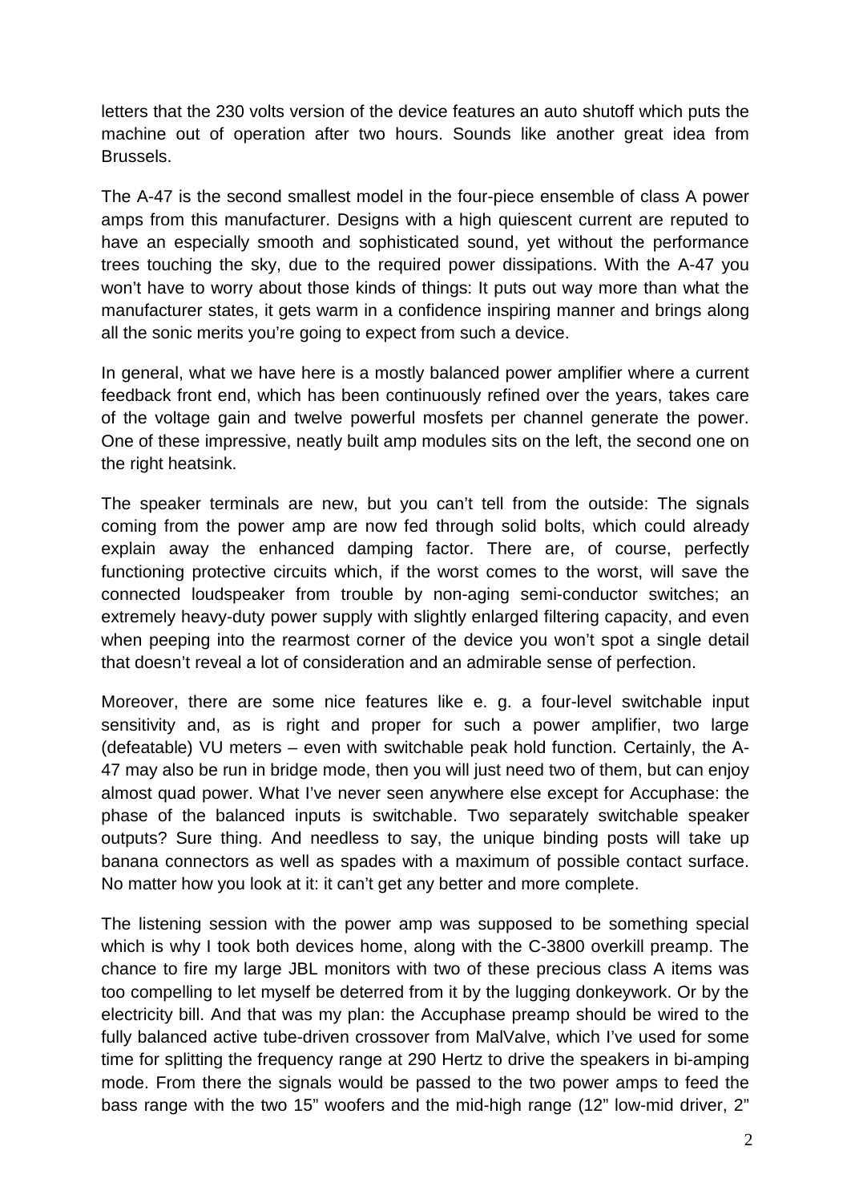letters that the 230 volts version of the device features an auto shutoff which puts the machine out of operation after two hours. Sounds like another great idea from Brussels.

The A-47 is the second smallest model in the four-piece ensemble of class A power amps from this manufacturer. Designs with a high quiescent current are reputed to have an especially smooth and sophisticated sound, yet without the performance trees touching the sky, due to the required power dissipations. With the A-47 you won't have to worry about those kinds of things: It puts out way more than what the manufacturer states, it gets warm in a confidence inspiring manner and brings along all the sonic merits you're going to expect from such a device.

In general, what we have here is a mostly balanced power amplifier where a current feedback front end, which has been continuously refined over the years, takes care of the voltage gain and twelve powerful mosfets per channel generate the power. One of these impressive, neatly built amp modules sits on the left, the second one on the right heatsink.

The speaker terminals are new, but you can't tell from the outside: The signals coming from the power amp are now fed through solid bolts, which could already explain away the enhanced damping factor. There are, of course, perfectly functioning protective circuits which, if the worst comes to the worst, will save the connected loudspeaker from trouble by non-aging semi-conductor switches; an extremely heavy-duty power supply with slightly enlarged filtering capacity, and even when peeping into the rearmost corner of the device you won't spot a single detail that doesn't reveal a lot of consideration and an admirable sense of perfection.

Moreover, there are some nice features like e. g. a four-level switchable input sensitivity and, as is right and proper for such a power amplifier, two large (defeatable) VU meters – even with switchable peak hold function. Certainly, the A-47 may also be run in bridge mode, then you will just need two of them, but can enjoy almost quad power. What I've never seen anywhere else except for Accuphase: the phase of the balanced inputs is switchable. Two separately switchable speaker outputs? Sure thing. And needless to say, the unique binding posts will take up banana connectors as well as spades with a maximum of possible contact surface. No matter how you look at it: it can't get any better and more complete.

The listening session with the power amp was supposed to be something special which is why I took both devices home, along with the C-3800 overkill preamp. The chance to fire my large JBL monitors with two of these precious class A items was too compelling to let myself be deterred from it by the lugging donkeywork. Or by the electricity bill. And that was my plan: the Accuphase preamp should be wired to the fully balanced active tube-driven crossover from MalValve, which I've used for some time for splitting the frequency range at 290 Hertz to drive the speakers in bi-amping mode. From there the signals would be passed to the two power amps to feed the bass range with the two 15" woofers and the mid-high range (12" low-mid driver, 2"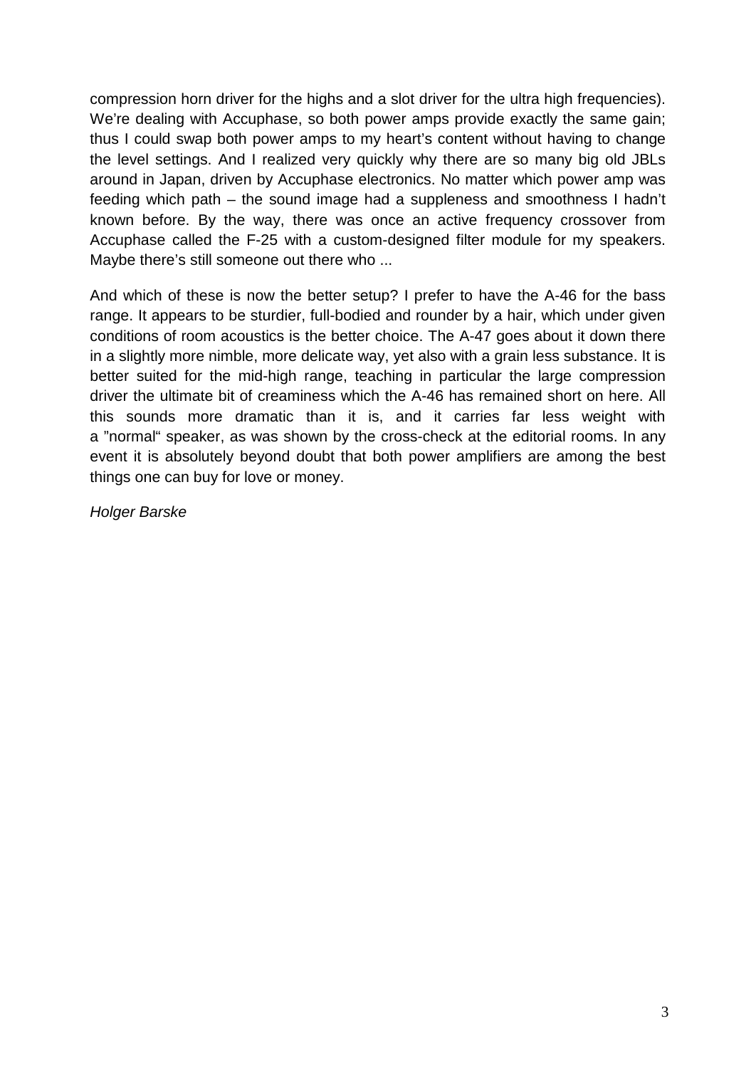compression horn driver for the highs and a slot driver for the ultra high frequencies). We're dealing with Accuphase, so both power amps provide exactly the same gain; thus I could swap both power amps to my heart's content without having to change the level settings. And I realized very quickly why there are so many big old JBLs around in Japan, driven by Accuphase electronics. No matter which power amp was feeding which path – the sound image had a suppleness and smoothness I hadn't known before. By the way, there was once an active frequency crossover from Accuphase called the F-25 with a custom-designed filter module for my speakers. Maybe there's still someone out there who ...

And which of these is now the better setup? I prefer to have the A-46 for the bass range. It appears to be sturdier, full-bodied and rounder by a hair, which under given conditions of room acoustics is the better choice. The A-47 goes about it down there in a slightly more nimble, more delicate way, yet also with a grain less substance. It is better suited for the mid-high range, teaching in particular the large compression driver the ultimate bit of creaminess which the A-46 has remained short on here. All this sounds more dramatic than it is, and it carries far less weight with a "normal" speaker, as was shown by the cross-check at the editorial rooms. In any event it is absolutely beyond doubt that both power amplifiers are among the best things one can buy for love or money.

*Holger Barske*